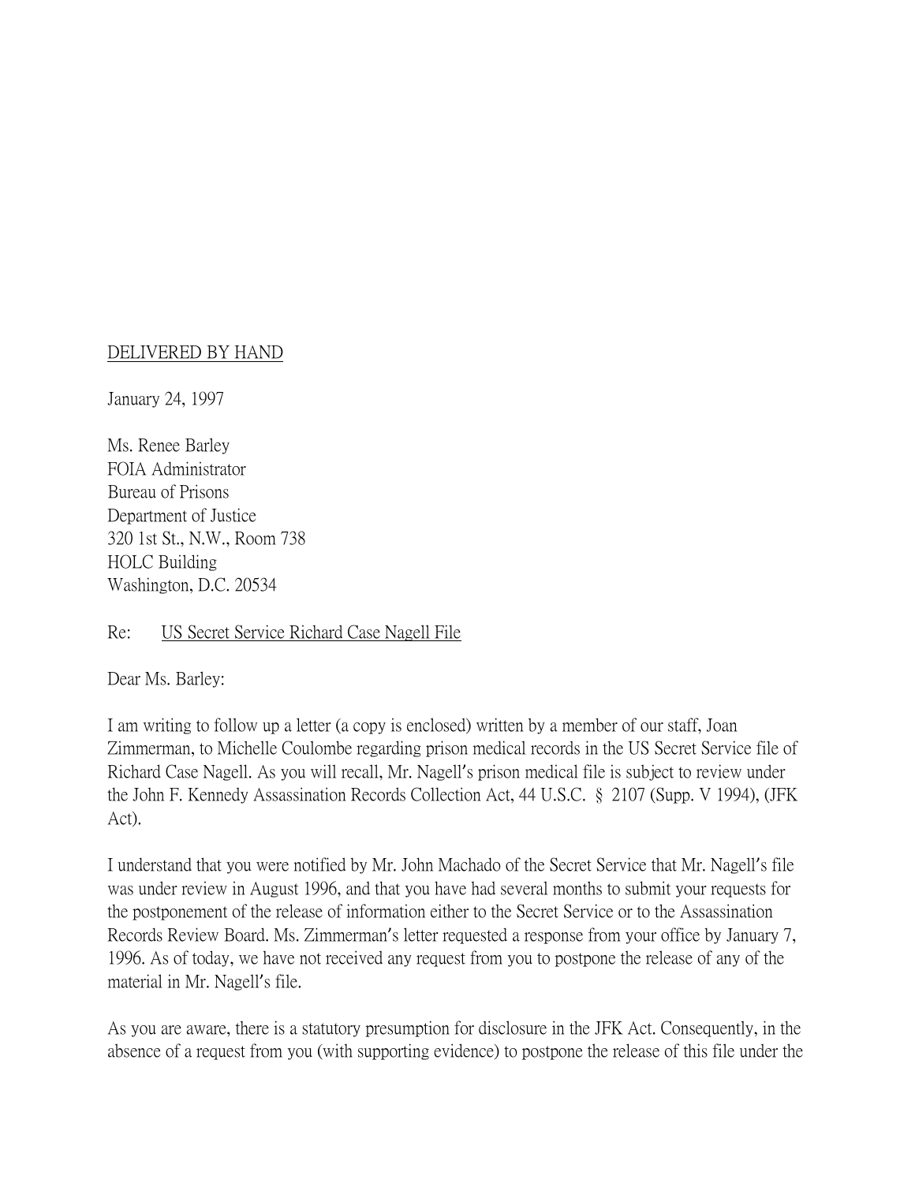<u>DELIVERED BY HAND</u>

January 24, 1997

Ms. Renee Barley
FOIA Administrator
Bureau of Prisons
Department of Justice
320 1st St., N.W., Room 738
HOLC Building
Washington, D.C. 20534

Re: <u>US Secret Service Richard Case Nagell File</u>

Dear Ms. Barley:

I am writing to follow up a letter (a copy is enclosed) written by a member of our staff, Joan Zimmerman, to Michelle Coulombe regarding prison medical records in the US Secret Service file of Richard Case Nagell. As you will recall, Mr. Nagell's prison medical file is subject to review under the John F. Kennedy Assassination Records Collection Act, 44 U.S.C. § 2107 (Supp. V 1994), (JFK Act).

I understand that you were notified by Mr. John Machado of the Secret Service that Mr. Nagell's file was under review in August 1996, and that you have had several months to submit your requests for the postponement of the release of information either to the Secret Service or to the Assassination Records Review Board. Ms. Zimmerman's letter requested a response from your office by January 7, 1996. As of today, we have not received any request from you to postpone the release of any of the material in Mr. Nagell's file.

As you are aware, there is a statutory presumption for disclosure in the JFK Act. Consequently, in the absence of a request from you (with supporting evidence) to postpone the release of this file under the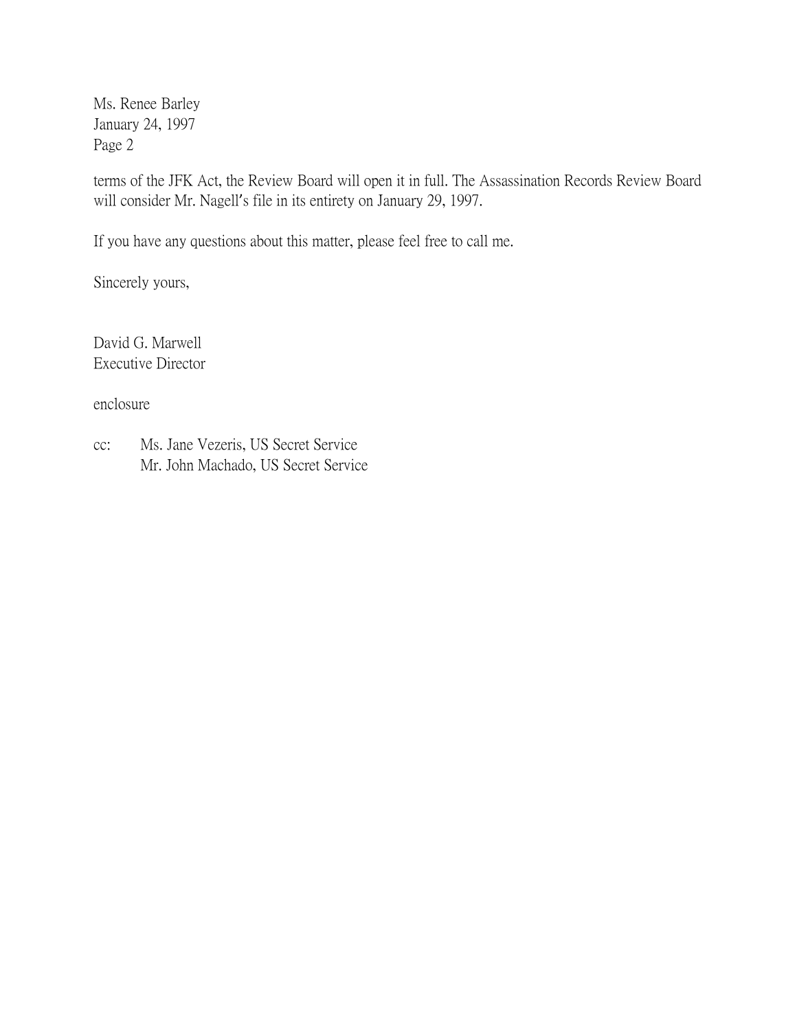Ms. Renee Barley
January 24, 1997
Page 2

terms of the JFK Act, the Review Board will open it in full. The Assassination Records Review Board will consider Mr. Nagell's file in its entirety on January 29, 1997.

If you have any questions about this matter, please feel free to call me.

Sincerely yours,

David G. Marwell
Executive Director

enclosure

cc: Ms. Jane Vezeris, US Secret Service
Mr. John Machado, US Secret Service